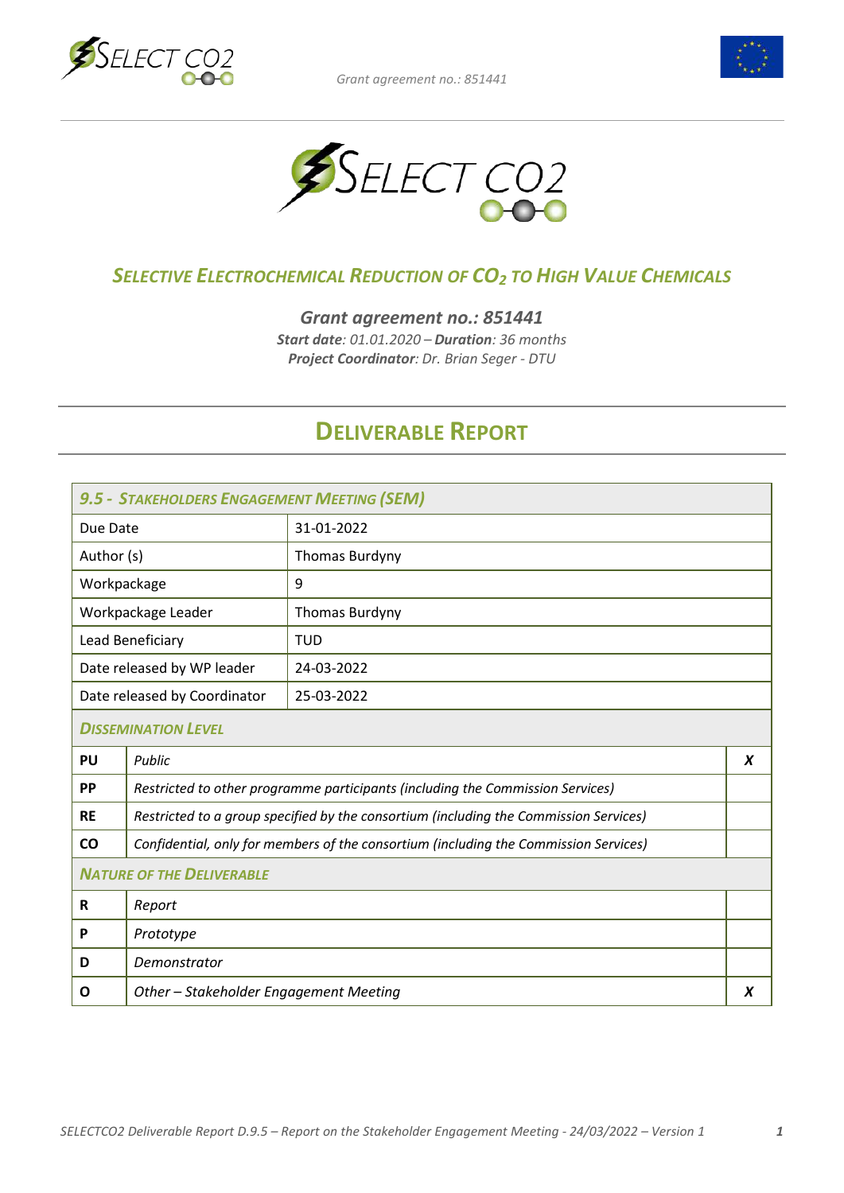# SELECT CO2

## *SELECTIVE ELECTROCHEMICAL REDUCTION OF $CO_2$ TO HIGH VALUE CHEMICALS*

***Grant agreement no.: 851441***

***Start date**: 01.01.2020 – **Duration**: 36 months*

***Project Coordinator**: Dr. Brian Seger - DTU*

# DELIVERABLE REPORT

| *9.5 - STAKEHOLDERS ENGAGEMENT MEETING (SEM)* | |
|---|---|
| Due Date | 31-01-2022 |
| Author (s) | Thomas Burdyny |
| Workpackage | 9 |
| Workpackage Leader | Thomas Burdyny |
| Lead Beneficiary | TUD |
| Date released by WP leader | 24-03-2022 |
| Date released by Coordinator | 25-03-2022 |

| *DISSEMINATION LEVEL* | | |
|---|---|---|
| **PU** | *Public* | ***X*** |
| **PP** | *Restricted to other programme participants (including the Commission Services)* | |
| **RE** | *Restricted to a group specified by the consortium (including the Commission Services)* | |
| **CO** | *Confidential, only for members of the consortium (including the Commission Services)* | |

| *NATURE OF THE DELIVERABLE* | | |
|---|---|---|
| **R** | *Report* | |
| **P** | *Prototype* | |
| **D** | *Demonstrator* | |
| **O** | *Other – Stakeholder Engagement Meeting* | ***X*** |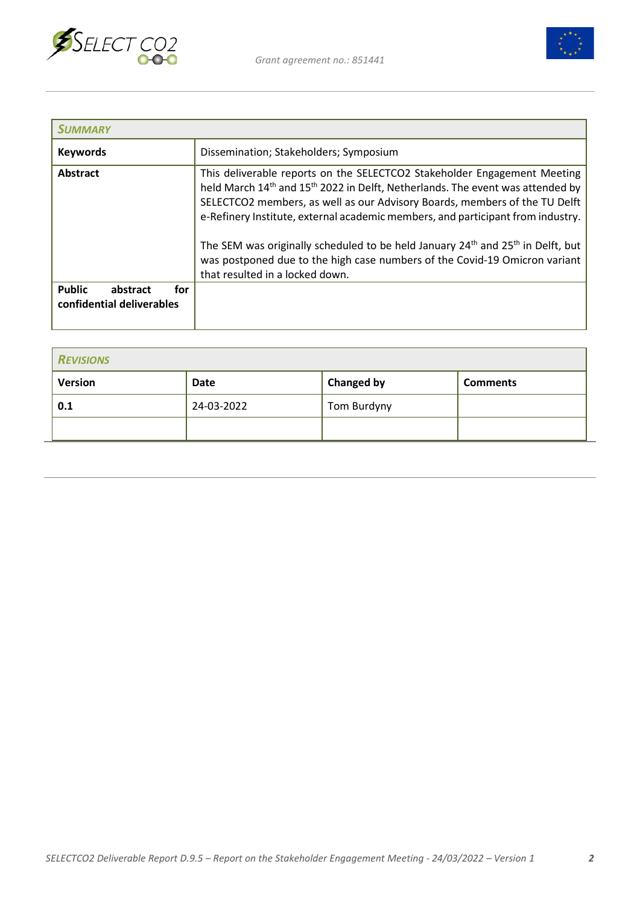| SUMMARY | |
|---|---|
| **Keywords** | Dissemination; Stakeholders; Symposium |
| **Abstract** | This deliverable reports on the SELECTCO2 Stakeholder Engagement Meeting held March 14th and 15th 2022 in Delft, Netherlands. The event was attended by SELECTCO2 members, as well as our Advisory Boards, members of the TU Delft e-Refinery Institute, external academic members, and participant from industry.<br><br>The SEM was originally scheduled to be held January 24th and 25th in Delft, but was postponed due to the high case numbers of the Covid-19 Omicron variant that resulted in a locked down. |
| **Public abstract for confidential deliverables** | |

| REVISIONS | | | |
|---|---|---|---|
| **Version** | **Date** | **Changed by** | **Comments** |
| **0.1** | 24-03-2022 | Tom Burdyny | |
| | | | |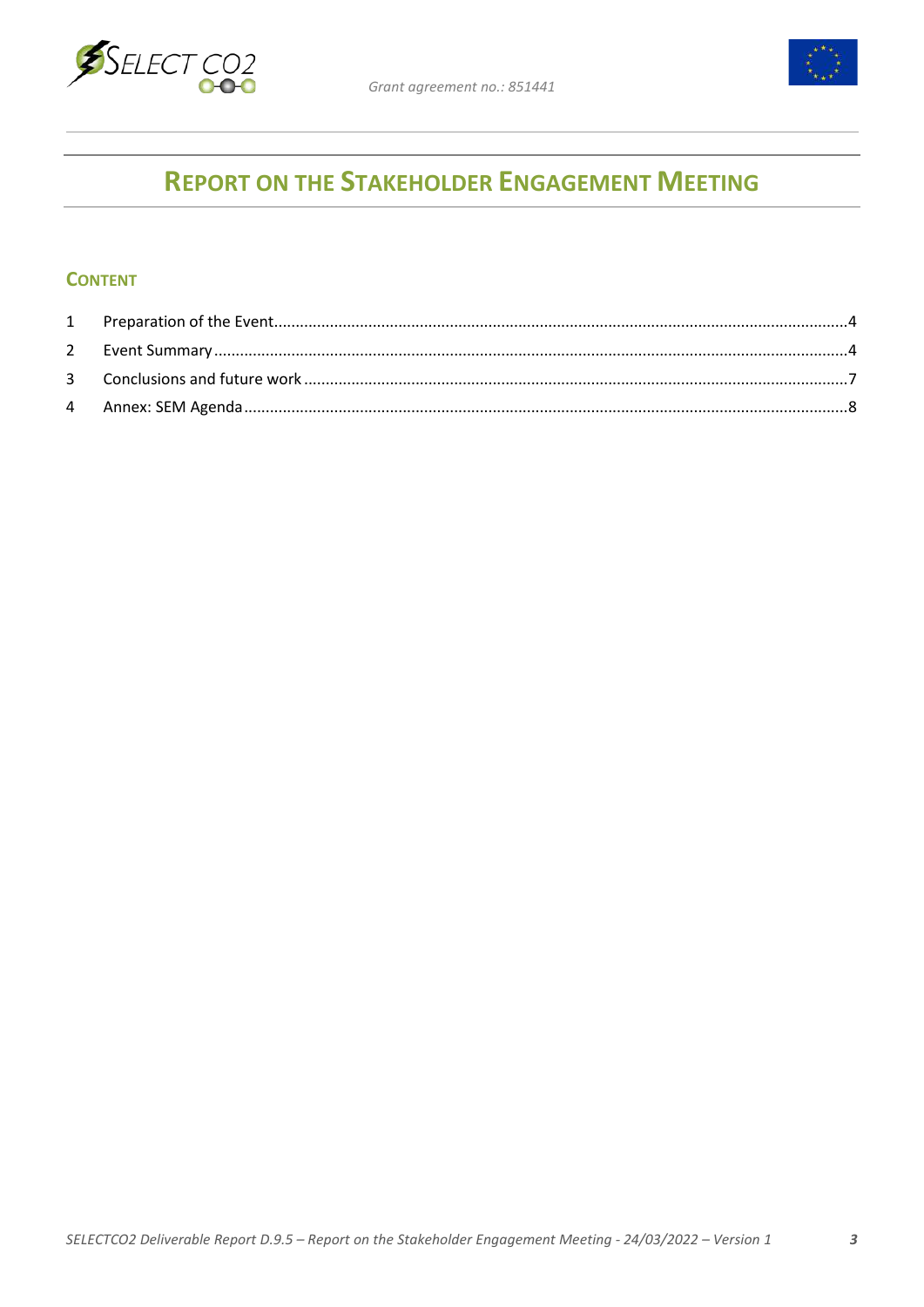# Report on the Stakeholder Engagement Meeting

## Content

1 Preparation of the Event....4
2 Event Summary....4
3 Conclusions and future work....7
4 Annex: SEM Agenda....8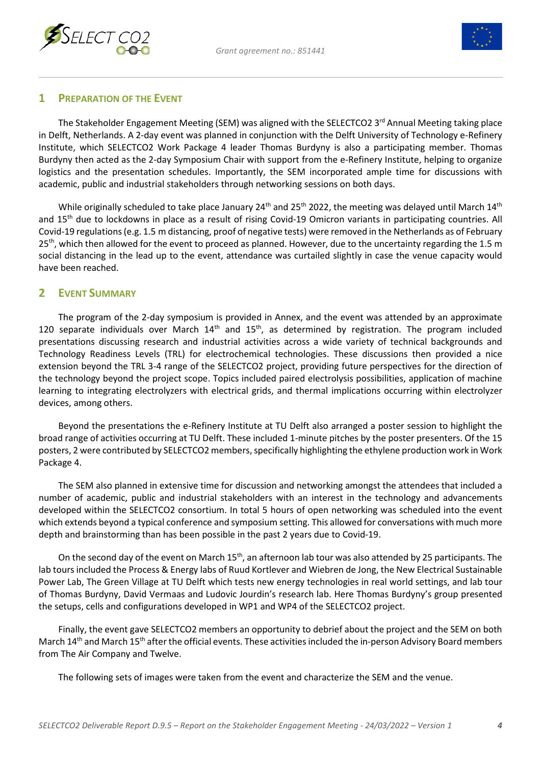# 1 Preparation of the Event

The Stakeholder Engagement Meeting (SEM) was aligned with the SELECTCO2 3rd Annual Meeting taking place in Delft, Netherlands. A 2-day event was planned in conjunction with the Delft University of Technology e-Refinery Institute, which SELECTCO2 Work Package 4 leader Thomas Burdyny is also a participating member. Thomas Burdyny then acted as the 2-day Symposium Chair with support from the e-Refinery Institute, helping to organize logistics and the presentation schedules. Importantly, the SEM incorporated ample time for discussions with academic, public and industrial stakeholders through networking sessions on both days.

While originally scheduled to take place January 24th and 25th 2022, the meeting was delayed until March 14th and 15th due to lockdowns in place as a result of rising Covid-19 Omicron variants in participating countries. All Covid-19 regulations (e.g. 1.5 m distancing, proof of negative tests) were removed in the Netherlands as of February 25th, which then allowed for the event to proceed as planned. However, due to the uncertainty regarding the 1.5 m social distancing in the lead up to the event, attendance was curtailed slightly in case the venue capacity would have been reached.

# 2 Event Summary

The program of the 2-day symposium is provided in Annex, and the event was attended by an approximate 120 separate individuals over March 14th and 15th, as determined by registration. The program included presentations discussing research and industrial activities across a wide variety of technical backgrounds and Technology Readiness Levels (TRL) for electrochemical technologies. These discussions then provided a nice extension beyond the TRL 3-4 range of the SELECTCO2 project, providing future perspectives for the direction of the technology beyond the project scope. Topics included paired electrolysis possibilities, application of machine learning to integrating electrolyzers with electrical grids, and thermal implications occurring within electrolyzer devices, among others.

Beyond the presentations the e-Refinery Institute at TU Delft also arranged a poster session to highlight the broad range of activities occurring at TU Delft. These included 1-minute pitches by the poster presenters. Of the 15 posters, 2 were contributed by SELECTCO2 members, specifically highlighting the ethylene production work in Work Package 4.

The SEM also planned in extensive time for discussion and networking amongst the attendees that included a number of academic, public and industrial stakeholders with an interest in the technology and advancements developed within the SELECTCO2 consortium. In total 5 hours of open networking was scheduled into the event which extends beyond a typical conference and symposium setting. This allowed for conversations with much more depth and brainstorming than has been possible in the past 2 years due to Covid-19.

On the second day of the event on March 15th, an afternoon lab tour was also attended by 25 participants. The lab tours included the Process & Energy labs of Ruud Kortlever and Wiebren de Jong, the New Electrical Sustainable Power Lab, The Green Village at TU Delft which tests new energy technologies in real world settings, and lab tour of Thomas Burdyny, David Vermaas and Ludovic Jourdin's research lab. Here Thomas Burdyny's group presented the setups, cells and configurations developed in WP1 and WP4 of the SELECTCO2 project.

Finally, the event gave SELECTCO2 members an opportunity to debrief about the project and the SEM on both March 14th and March 15th after the official events. These activities included the in-person Advisory Board members from The Air Company and Twelve.

The following sets of images were taken from the event and characterize the SEM and the venue.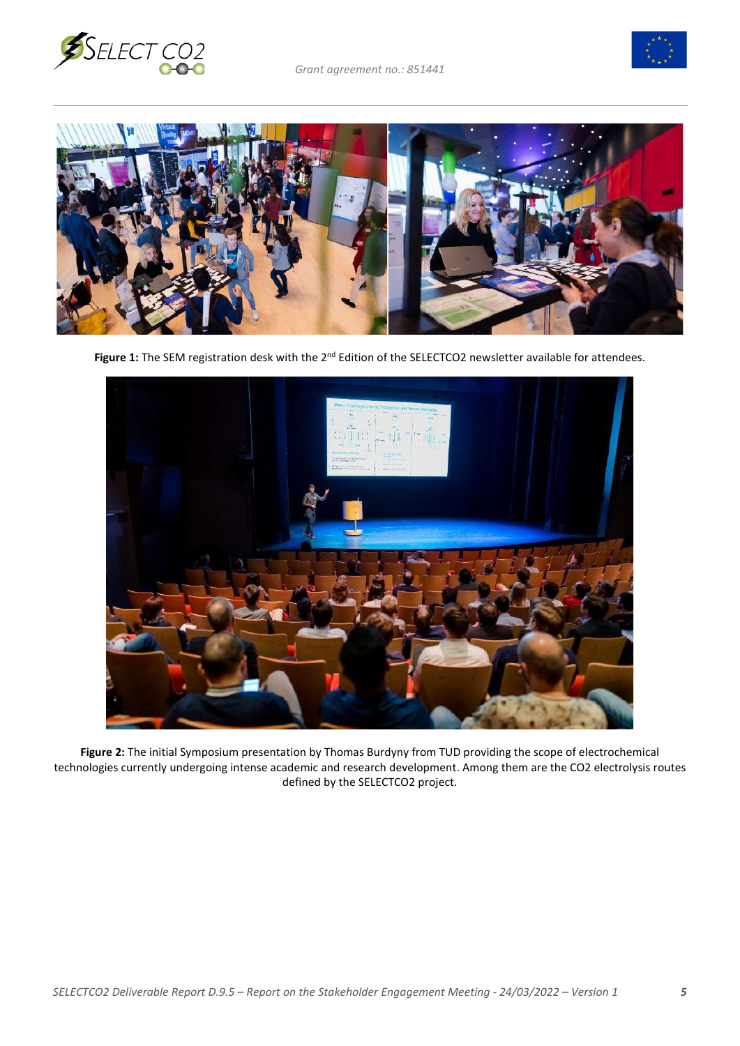**Figure 1:** The SEM registration desk with the 2nd Edition of the SELECTCO2 newsletter available for attendees.

**Figure 2:** The initial Symposium presentation by Thomas Burdyny from TUD providing the scope of electrochemical technologies currently undergoing intense academic and research development. Among them are the CO2 electrolysis routes defined by the SELECTCO2 project.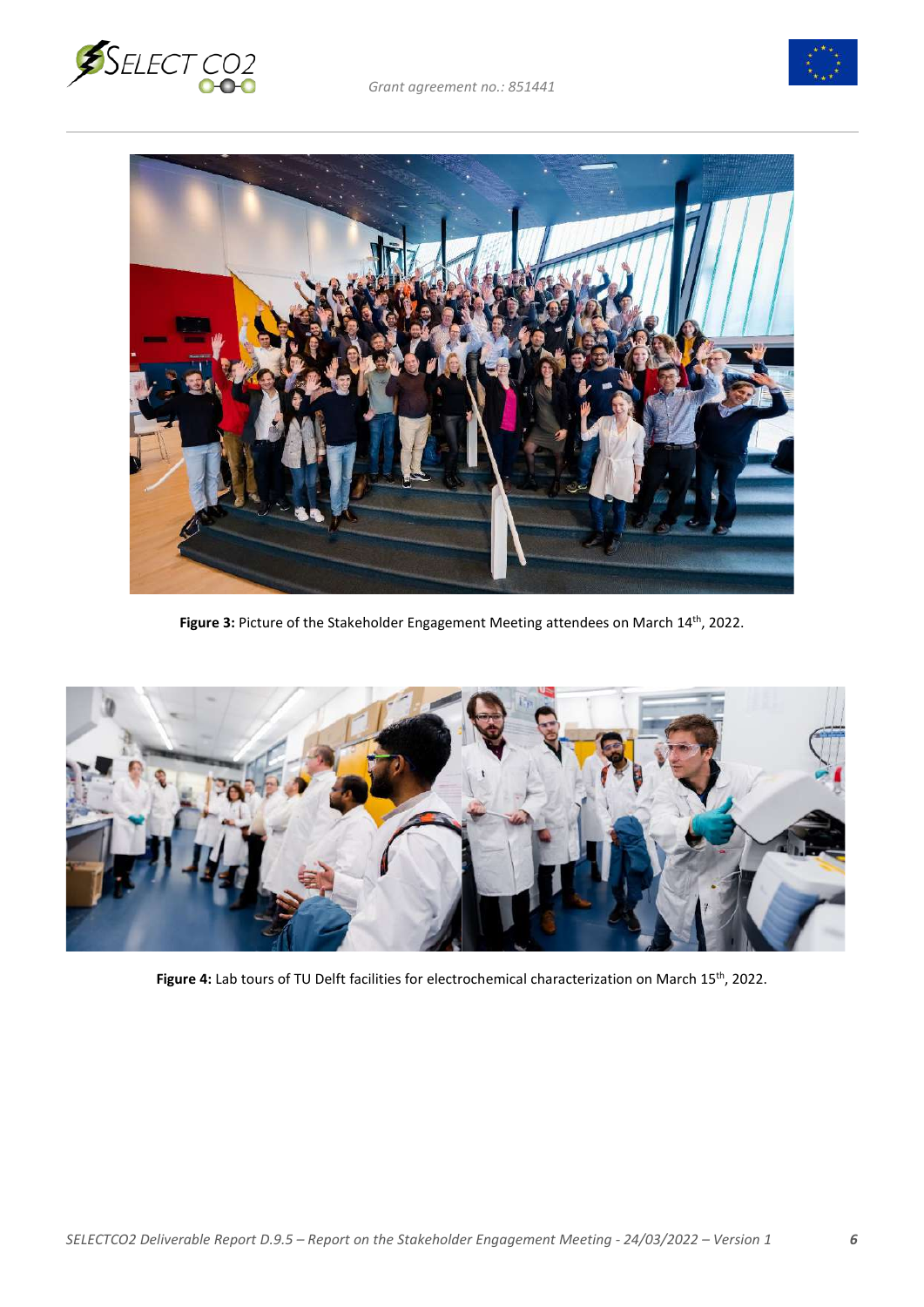**Figure 3:** Picture of the Stakeholder Engagement Meeting attendees on March 14th, 2022.

**Figure 4:** Lab tours of TU Delft facilities for electrochemical characterization on March 15th, 2022.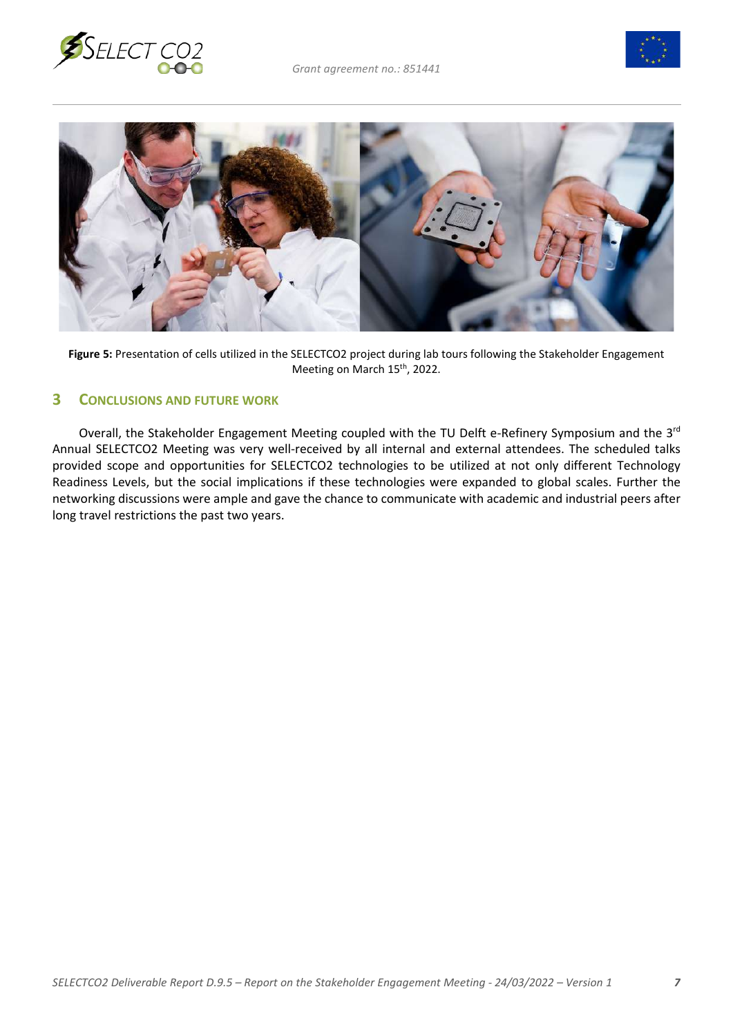**Figure 5:** Presentation of cells utilized in the SELECTCO2 project during lab tours following the Stakeholder Engagement Meeting on March 15th, 2022.

## 3 Conclusions and Future Work

Overall, the Stakeholder Engagement Meeting coupled with the TU Delft e-Refinery Symposium and the 3rd Annual SELECTCO2 Meeting was very well-received by all internal and external attendees. The scheduled talks provided scope and opportunities for SELECTCO2 technologies to be utilized at not only different Technology Readiness Levels, but the social implications if these technologies were expanded to global scales. Further the networking discussions were ample and gave the chance to communicate with academic and industrial peers after long travel restrictions the past two years.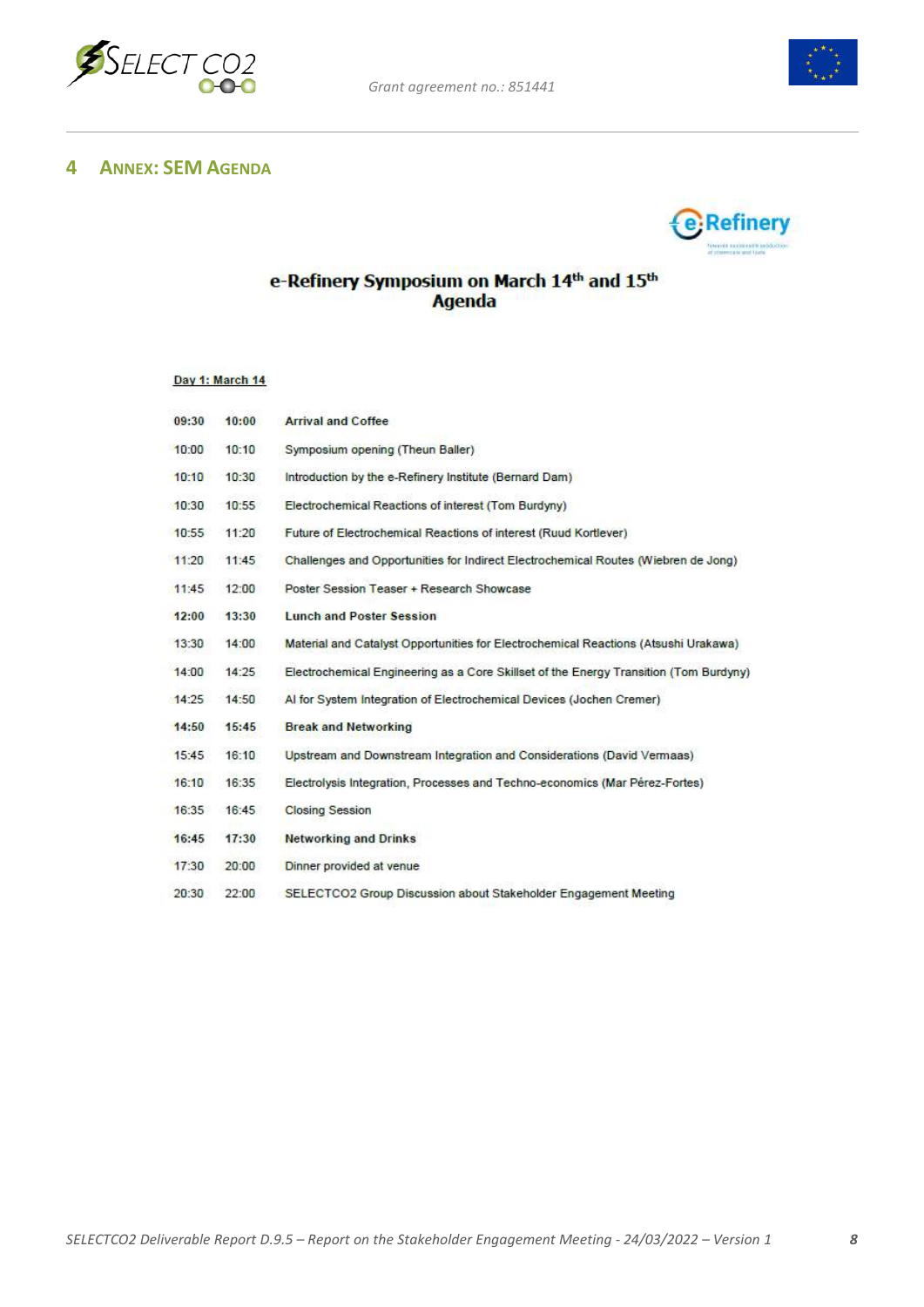# 4 Annex: SEM Agenda

**e-Refinery Symposium on March 14th and 15th**
**Agenda**

**Day 1: March 14**

| | | |
|---|---|---|
| **09:30** | **10:00** | **Arrival and Coffee** |
| 10:00 | 10:10 | Symposium opening (Theun Baller) |
| 10:10 | 10:30 | Introduction by the e-Refinery Institute (Bernard Dam) |
| 10:30 | 10:55 | Electrochemical Reactions of interest (Tom Burdyny) |
| 10:55 | 11:20 | Future of Electrochemical Reactions of interest (Ruud Kortlever) |
| 11:20 | 11:45 | Challenges and Opportunities for Indirect Electrochemical Routes (Wiebren de Jong) |
| 11:45 | 12:00 | Poster Session Teaser + Research Showcase |
| **12:00** | **13:30** | **Lunch and Poster Session** |
| 13:30 | 14:00 | Material and Catalyst Opportunities for Electrochemical Reactions (Atsushi Urakawa) |
| 14:00 | 14:25 | Electrochemical Engineering as a Core Skillset of the Energy Transition (Tom Burdyny) |
| 14:25 | 14:50 | AI for System Integration of Electrochemical Devices (Jochen Cremer) |
| **14:50** | **15:45** | **Break and Networking** |
| 15:45 | 16:10 | Upstream and Downstream Integration and Considerations (David Vermaas) |
| 16:10 | 16:35 | Electrolysis Integration, Processes and Techno-economics (Mar Pérez-Fortes) |
| 16:35 | 16:45 | Closing Session |
| **16:45** | **17:30** | **Networking and Drinks** |
| 17:30 | 20:00 | Dinner provided at venue |
| 20:30 | 22:00 | SELECTCO2 Group Discussion about Stakeholder Engagement Meeting |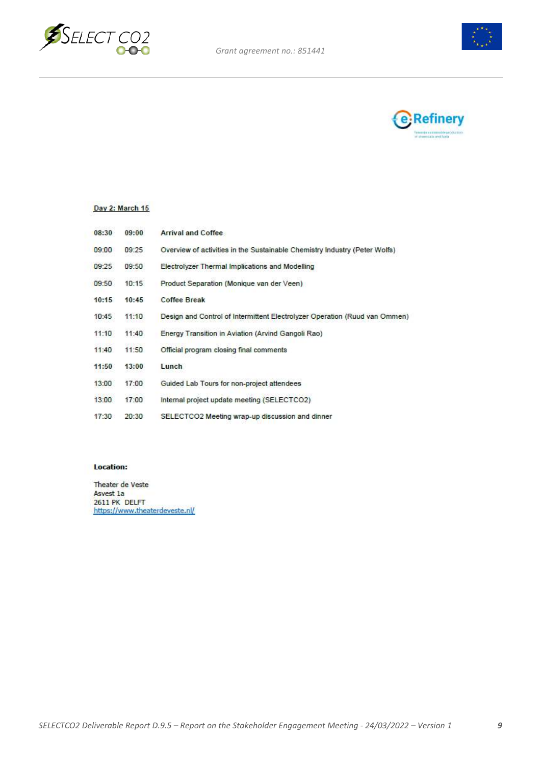**Day 2: March 15**

| | | |
|---|---|---|
| **08:30** | **09:00** | **Arrival and Coffee** |
| 09:00 | 09:25 | Overview of activities in the Sustainable Chemistry Industry (Peter Wolfs) |
| 09:25 | 09:50 | Electrolyzer Thermal Implications and Modelling |
| 09:50 | 10:15 | Product Separation (Monique van der Veen) |
| **10:15** | **10:45** | **Coffee Break** |
| 10:45 | 11:10 | Design and Control of Intermittent Electrolyzer Operation (Ruud van Ommen) |
| 11:10 | 11:40 | Energy Transition in Aviation (Arvind Gangoli Rao) |
| 11:40 | 11:50 | Official program closing final comments |
| **11:50** | **13:00** | **Lunch** |
| 13:00 | 17:00 | Guided Lab Tours for non-project attendees |
| 13:00 | 17:00 | Internal project update meeting (SELECTCO2) |
| 17:30 | 20:30 | SELECTCO2 Meeting wrap-up discussion and dinner |

**Location:**

Theater de Veste
Asvest 1a
2611 PK DELFT
https://www.theaterdeveste.nl/